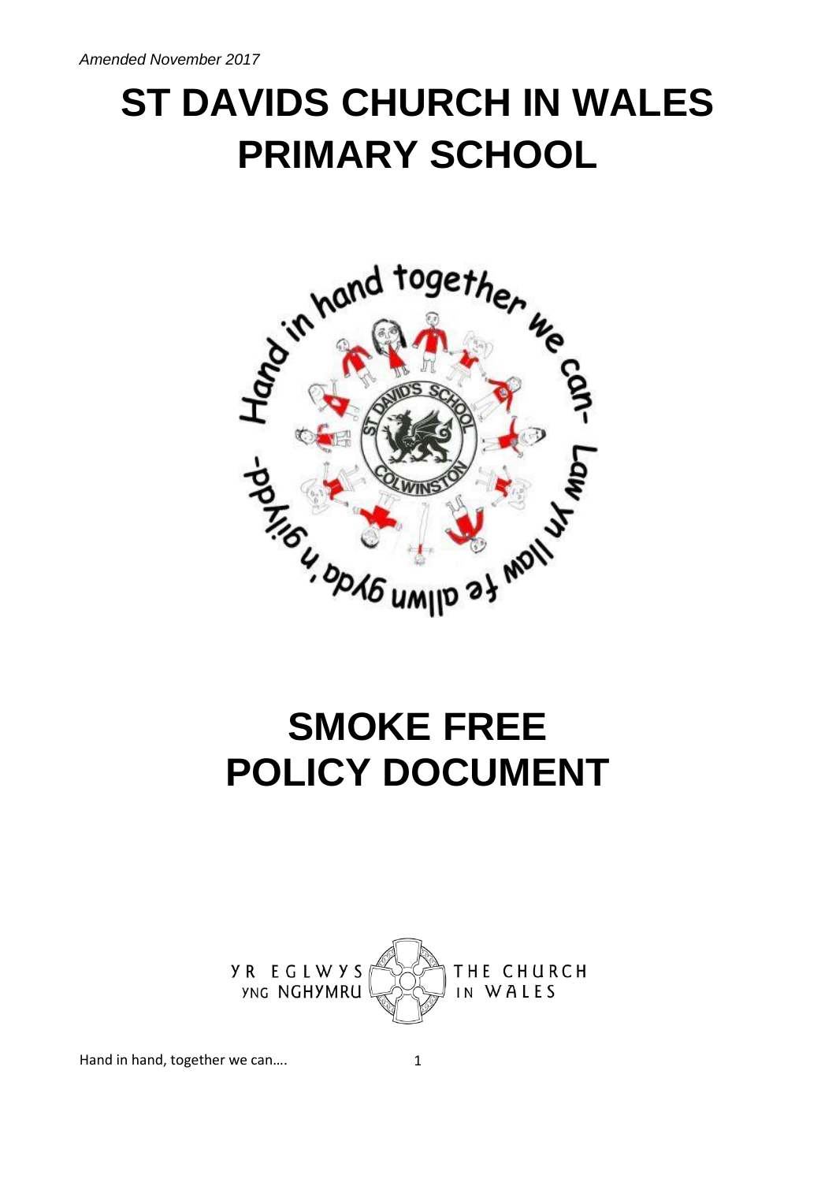*Amended November 2017*

# ST DAVIDS CHURCH IN WALES PRIMARY SCHOOL

# SMOKE FREE POLICY DOCUMENT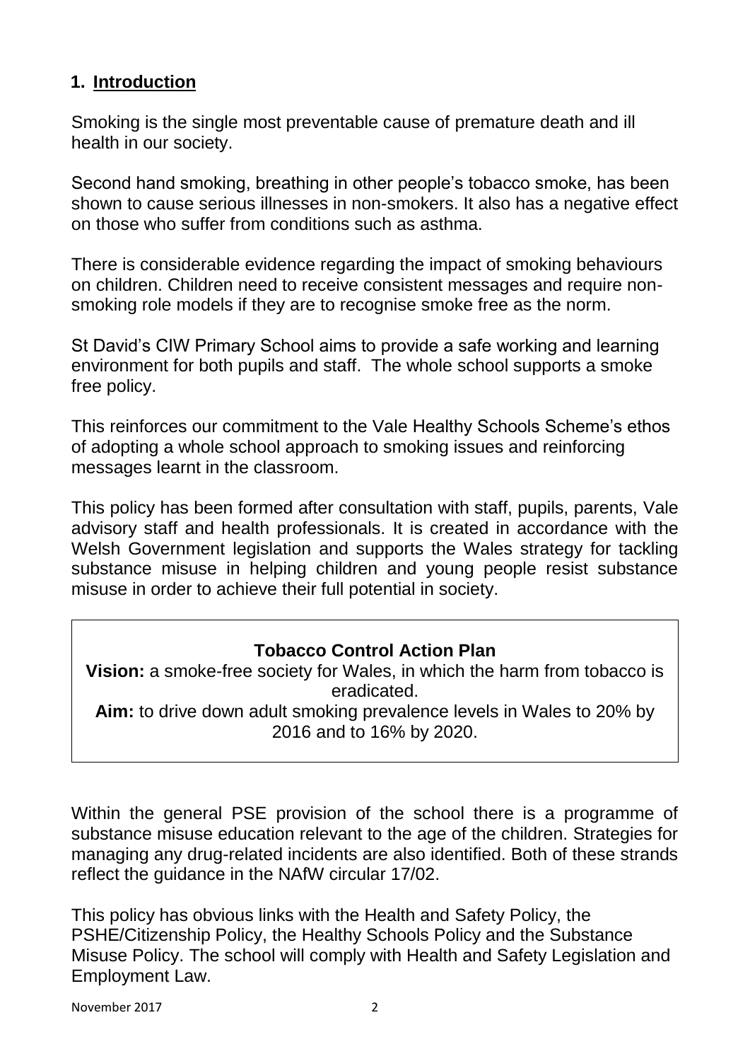## 1. Introduction

Smoking is the single most preventable cause of premature death and ill health in our society.

Second hand smoking, breathing in other people's tobacco smoke, has been shown to cause serious illnesses in non-smokers. It also has a negative effect on those who suffer from conditions such as asthma.

There is considerable evidence regarding the impact of smoking behaviours on children. Children need to receive consistent messages and require non-smoking role models if they are to recognise smoke free as the norm.

St David's CIW Primary School aims to provide a safe working and learning environment for both pupils and staff. The whole school supports a smoke free policy.

This reinforces our commitment to the Vale Healthy Schools Scheme's ethos of adopting a whole school approach to smoking issues and reinforcing messages learnt in the classroom.

This policy has been formed after consultation with staff, pupils, parents, Vale advisory staff and health professionals. It is created in accordance with the Welsh Government legislation and supports the Wales strategy for tackling substance misuse in helping children and young people resist substance misuse in order to achieve their full potential in society.

**Tobacco Control Action Plan**

**Vision:** a smoke-free society for Wales, in which the harm from tobacco is eradicated.

**Aim:** to drive down adult smoking prevalence levels in Wales to 20% by 2016 and to 16% by 2020.

Within the general PSE provision of the school there is a programme of substance misuse education relevant to the age of the children. Strategies for managing any drug-related incidents are also identified. Both of these strands reflect the guidance in the NAfW circular 17/02.

This policy has obvious links with the Health and Safety Policy, the PSHE/Citizenship Policy, the Healthy Schools Policy and the Substance Misuse Policy. The school will comply with Health and Safety Legislation and Employment Law.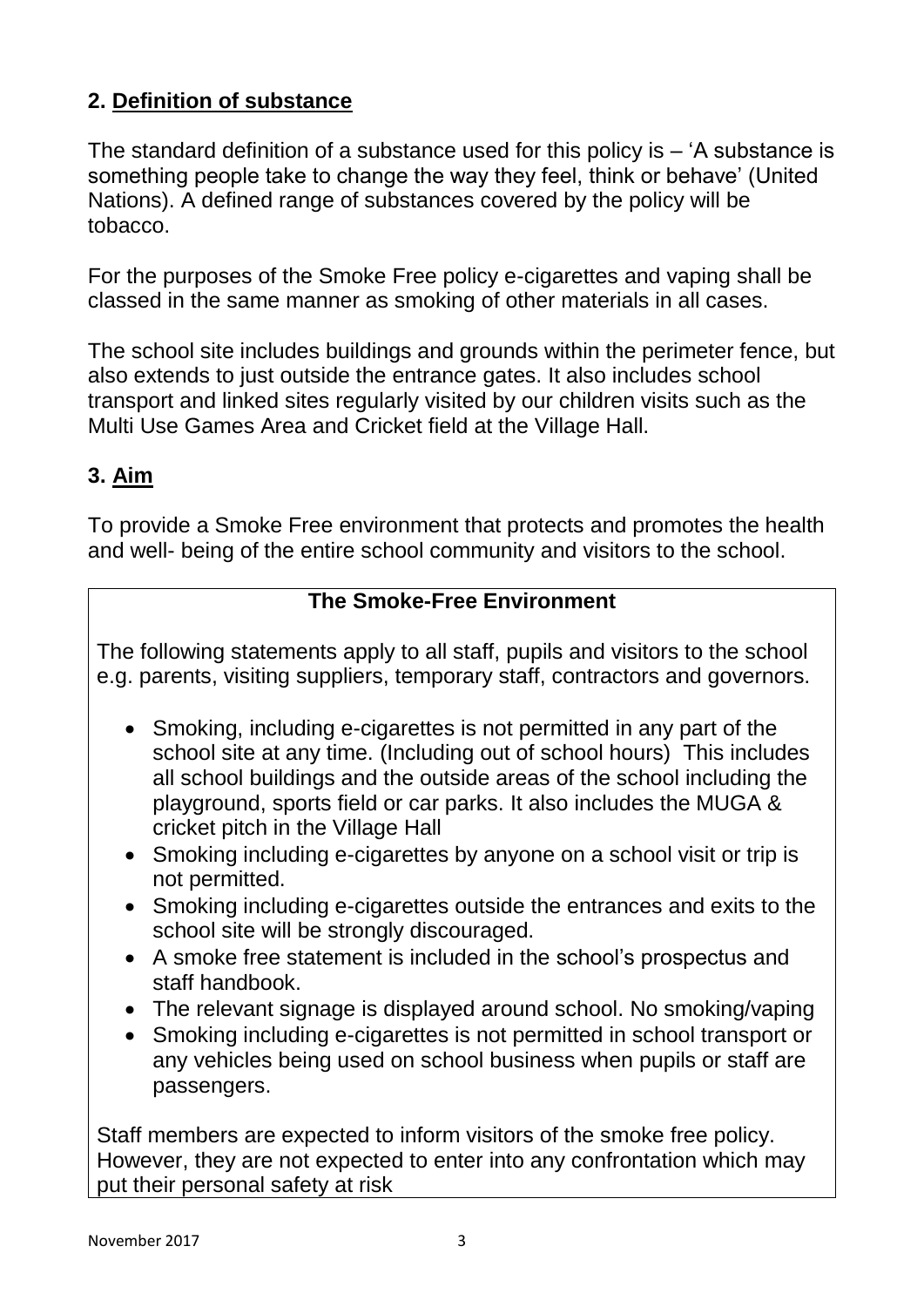## 2. Definition of substance

The standard definition of a substance used for this policy is – 'A substance is something people take to change the way they feel, think or behave' (United Nations). A defined range of substances covered by the policy will be tobacco.

For the purposes of the Smoke Free policy e-cigarettes and vaping shall be classed in the same manner as smoking of other materials in all cases.

The school site includes buildings and grounds within the perimeter fence, but also extends to just outside the entrance gates. It also includes school transport and linked sites regularly visited by our children visits such as the Multi Use Games Area and Cricket field at the Village Hall.

## 3. Aim

To provide a Smoke Free environment that protects and promotes the health and well- being of the entire school community and visitors to the school.

**The Smoke-Free Environment**

The following statements apply to all staff, pupils and visitors to the school e.g. parents, visiting suppliers, temporary staff, contractors and governors.

- Smoking, including e-cigarettes is not permitted in any part of the school site at any time. (Including out of school hours) This includes all school buildings and the outside areas of the school including the playground, sports field or car parks. It also includes the MUGA & cricket pitch in the Village Hall
- Smoking including e-cigarettes by anyone on a school visit or trip is not permitted.
- Smoking including e-cigarettes outside the entrances and exits to the school site will be strongly discouraged.
- A smoke free statement is included in the school's prospectus and staff handbook.
- The relevant signage is displayed around school. No smoking/vaping
- Smoking including e-cigarettes is not permitted in school transport or any vehicles being used on school business when pupils or staff are passengers.

Staff members are expected to inform visitors of the smoke free policy. However, they are not expected to enter into any confrontation which may put their personal safety at risk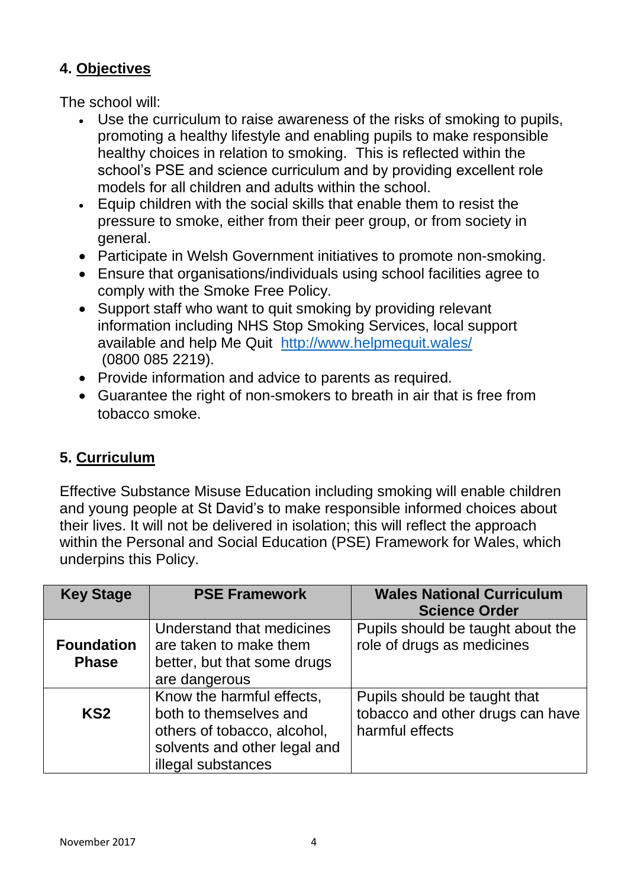## 4. <u>Objectives</u>

The school will:

- Use the curriculum to raise awareness of the risks of smoking to pupils, promoting a healthy lifestyle and enabling pupils to make responsible healthy choices in relation to smoking. This is reflected within the school's PSE and science curriculum and by providing excellent role models for all children and adults within the school.
- Equip children with the social skills that enable them to resist the pressure to smoke, either from their peer group, or from society in general.
- Participate in Welsh Government initiatives to promote non-smoking.
- Ensure that organisations/individuals using school facilities agree to comply with the Smoke Free Policy.
- Support staff who want to quit smoking by providing relevant information including NHS Stop Smoking Services, local support available and help Me Quit [http://www.helpmequit.wales/](http://www.helpmequit.wales/) (0800 085 2219).
- Provide information and advice to parents as required.
- Guarantee the right of non-smokers to breath in air that is free from tobacco smoke.

## 5. <u>Curriculum</u>

Effective Substance Misuse Education including smoking will enable children and young people at St David's to make responsible informed choices about their lives. It will not be delivered in isolation; this will reflect the approach within the Personal and Social Education (PSE) Framework for Wales, which underpins this Policy.

| Key Stage | PSE Framework | Wales National Curriculum Science Order |
|---|---|---|
| **Foundation Phase** | Understand that medicines are taken to make them better, but that some drugs are dangerous | Pupils should be taught about the role of drugs as medicines |
| **KS2** | Know the harmful effects, both to themselves and others of tobacco, alcohol, solvents and other legal and illegal substances | Pupils should be taught that tobacco and other drugs can have harmful effects |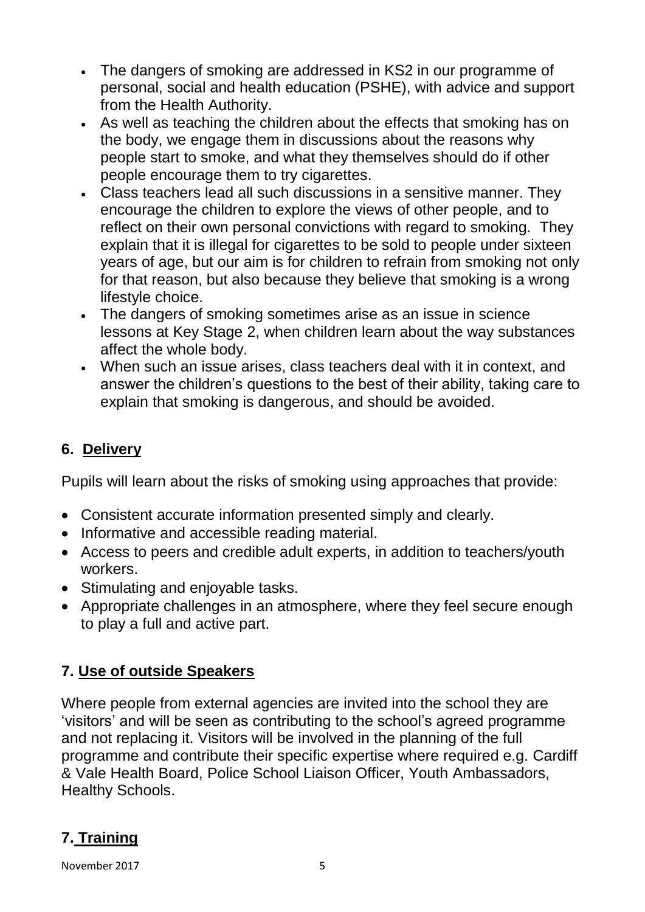- The dangers of smoking are addressed in KS2 in our programme of personal, social and health education (PSHE), with advice and support from the Health Authority.
- As well as teaching the children about the effects that smoking has on the body, we engage them in discussions about the reasons why people start to smoke, and what they themselves should do if other people encourage them to try cigarettes.
- Class teachers lead all such discussions in a sensitive manner. They encourage the children to explore the views of other people, and to reflect on their own personal convictions with regard to smoking. They explain that it is illegal for cigarettes to be sold to people under sixteen years of age, but our aim is for children to refrain from smoking not only for that reason, but also because they believe that smoking is a wrong lifestyle choice.
- The dangers of smoking sometimes arise as an issue in science lessons at Key Stage 2, when children learn about the way substances affect the whole body.
- When such an issue arises, class teachers deal with it in context, and answer the children's questions to the best of their ability, taking care to explain that smoking is dangerous, and should be avoided.

## 6. Delivery

Pupils will learn about the risks of smoking using approaches that provide:

- Consistent accurate information presented simply and clearly.
- Informative and accessible reading material.
- Access to peers and credible adult experts, in addition to teachers/youth workers.
- Stimulating and enjoyable tasks.
- Appropriate challenges in an atmosphere, where they feel secure enough to play a full and active part.

## 7. Use of outside Speakers

Where people from external agencies are invited into the school they are 'visitors' and will be seen as contributing to the school's agreed programme and not replacing it. Visitors will be involved in the planning of the full programme and contribute their specific expertise where required e.g. Cardiff & Vale Health Board, Police School Liaison Officer, Youth Ambassadors, Healthy Schools.

## 7. Training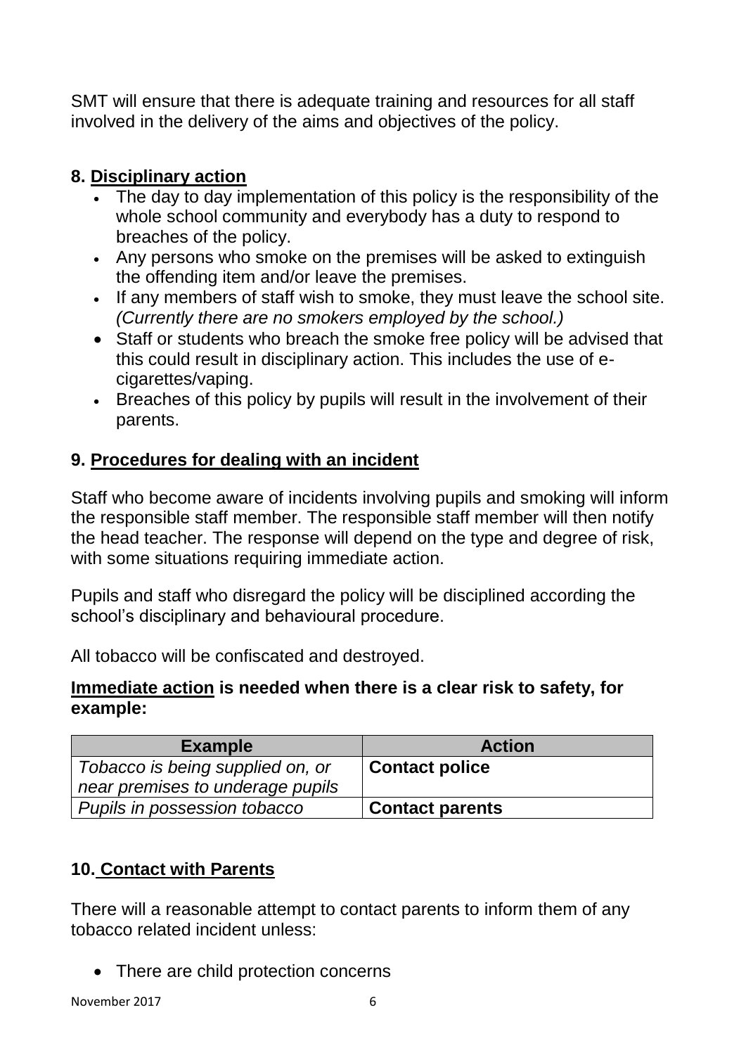SMT will ensure that there is adequate training and resources for all staff involved in the delivery of the aims and objectives of the policy.

## 8. Disciplinary action

- The day to day implementation of this policy is the responsibility of the whole school community and everybody has a duty to respond to breaches of the policy.
- Any persons who smoke on the premises will be asked to extinguish the offending item and/or leave the premises.
- If any members of staff wish to smoke, they must leave the school site. *(Currently there are no smokers employed by the school.)*
- Staff or students who breach the smoke free policy will be advised that this could result in disciplinary action. This includes the use of e-cigarettes/vaping.
- Breaches of this policy by pupils will result in the involvement of their parents.

## 9. Procedures for dealing with an incident

Staff who become aware of incidents involving pupils and smoking will inform the responsible staff member. The responsible staff member will then notify the head teacher. The response will depend on the type and degree of risk, with some situations requiring immediate action.

Pupils and staff who disregard the policy will be disciplined according the school's disciplinary and behavioural procedure.

All tobacco will be confiscated and destroyed.

**Immediate action is needed when there is a clear risk to safety, for example:**

| Example | Action |
|---|---|
| *Tobacco is being supplied on, or near premises to underage pupils* | **Contact police** |
| *Pupils in possession tobacco* | **Contact parents** |

## 10. Contact with Parents

There will a reasonable attempt to contact parents to inform them of any tobacco related incident unless:

- There are child protection concerns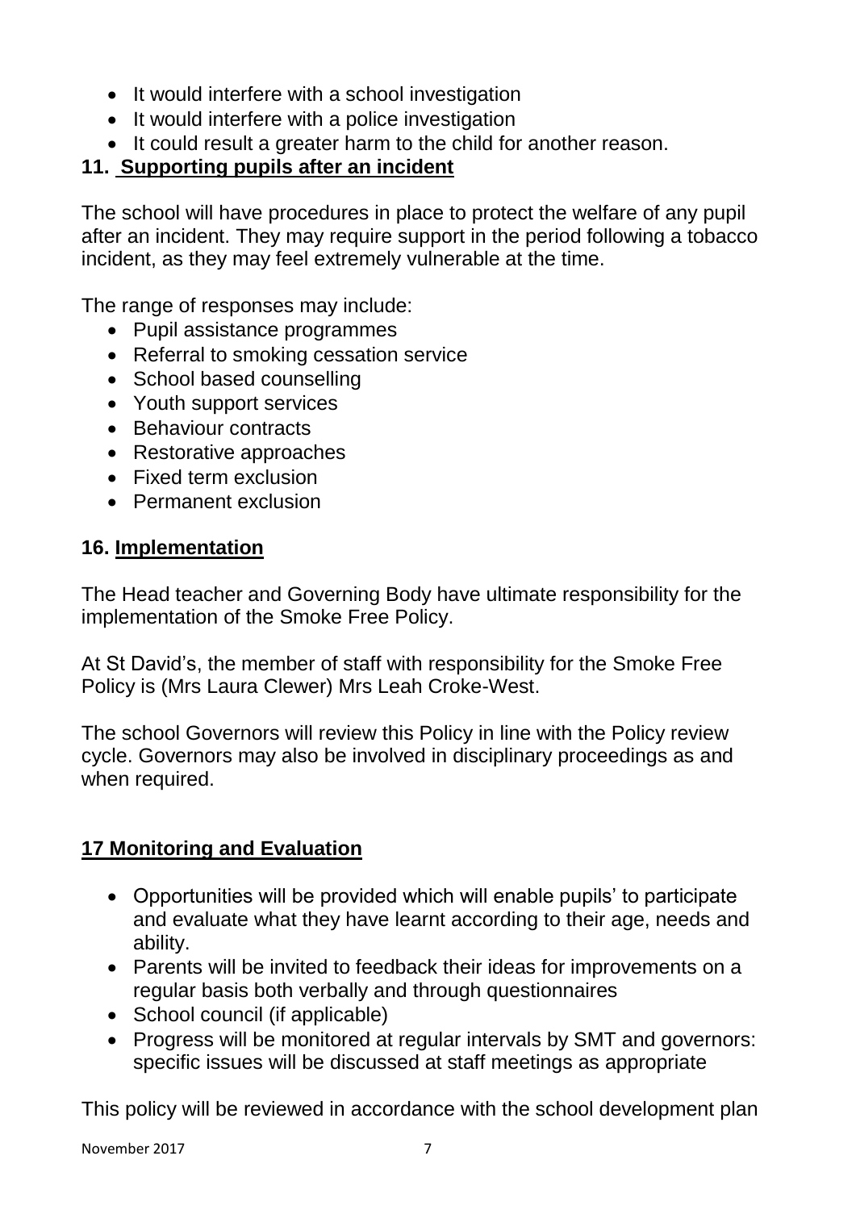- It would interfere with a school investigation
- It would interfere with a police investigation
- It could result a greater harm to the child for another reason.

## 11. Supporting pupils after an incident

The school will have procedures in place to protect the welfare of any pupil after an incident. They may require support in the period following a tobacco incident, as they may feel extremely vulnerable at the time.

The range of responses may include:

- Pupil assistance programmes
- Referral to smoking cessation service
- School based counselling
- Youth support services
- Behaviour contracts
- Restorative approaches
- Fixed term exclusion
- Permanent exclusion

## 16. Implementation

The Head teacher and Governing Body have ultimate responsibility for the implementation of the Smoke Free Policy.

At St David's, the member of staff with responsibility for the Smoke Free Policy is (Mrs Laura Clewer) Mrs Leah Croke-West.

The school Governors will review this Policy in line with the Policy review cycle. Governors may also be involved in disciplinary proceedings as and when required.

## 17 Monitoring and Evaluation

- Opportunities will be provided which will enable pupils' to participate and evaluate what they have learnt according to their age, needs and ability.
- Parents will be invited to feedback their ideas for improvements on a regular basis both verbally and through questionnaires
- School council (if applicable)
- Progress will be monitored at regular intervals by SMT and governors: specific issues will be discussed at staff meetings as appropriate

This policy will be reviewed in accordance with the school development plan

November 2017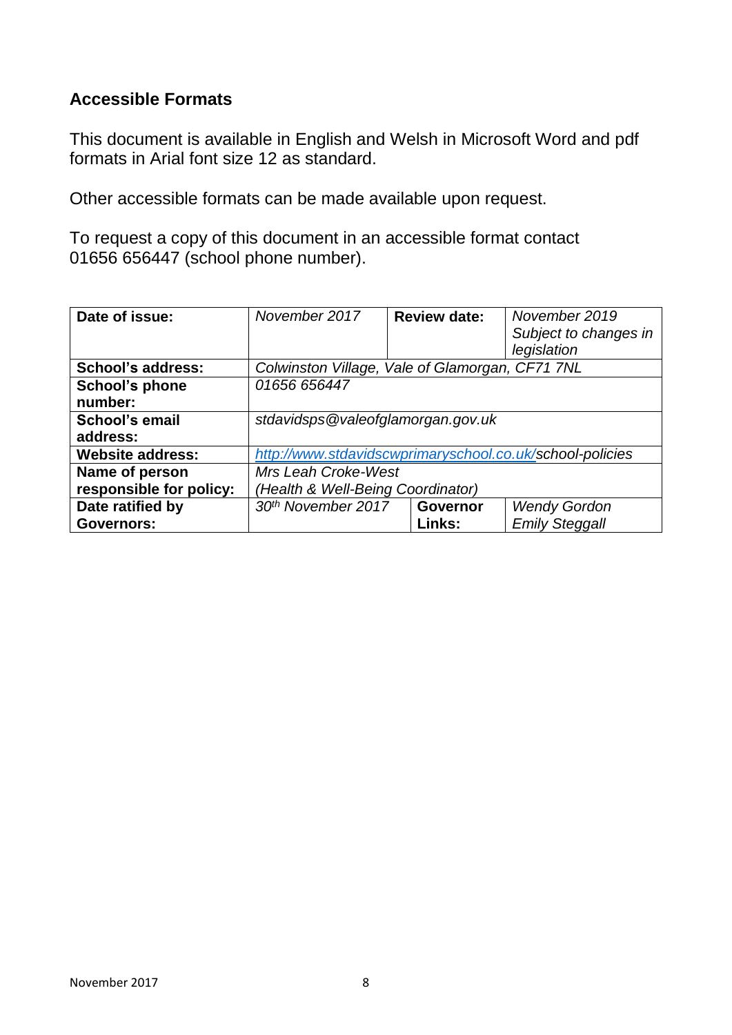## Accessible Formats

This document is available in English and Welsh in Microsoft Word and pdf formats in Arial font size 12 as standard.

Other accessible formats can be made available upon request.

To request a copy of this document in an accessible format contact 01656 656447 (school phone number).

| | | | |
|---|---|---|---|
| **Date of issue:** | *November 2017* | **Review date:** | *November 2019 Subject to changes in legislation* |
| **School's address:** | *Colwinston Village, Vale of Glamorgan, CF71 7NL* | | |
| **School's phone number:** | *01656 656447* | | |
| **School's email address:** | *stdavidsps@valeofglamorgan.gov.uk* | | |
| **Website address:** | *http://www.stdavidscwprimaryschool.co.uk/school-policies* | | |
| **Name of person responsible for policy:** | *Mrs Leah Croke-West (Health & Well-Being Coordinator)* | | |
| **Date ratified by Governors:** | *30th November 2017* | **Governor Links:** | *Wendy Gordon Emily Steggall* |